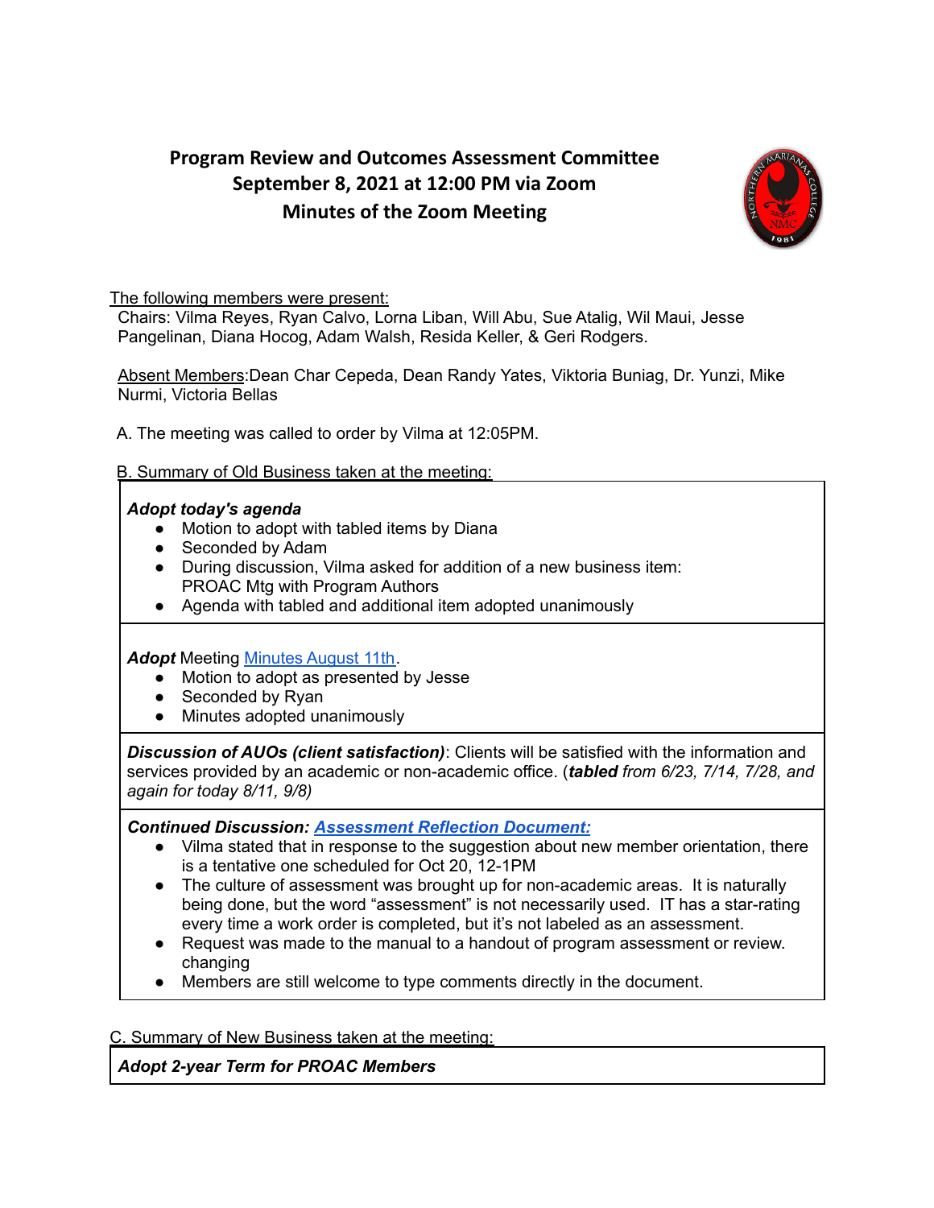# Program Review and Outcomes Assessment Committee
## September 8, 2021 at 12:00 PM via Zoom
## Minutes of the Zoom Meeting

The following members were present:
Chairs: Vilma Reyes, Ryan Calvo, Lorna Liban, Will Abu, Sue Atalig, Wil Maui, Jesse Pangelinan, Diana Hocog, Adam Walsh, Resida Keller, & Geri Rodgers.

Absent Members:Dean Char Cepeda, Dean Randy Yates, Viktoria Buniag, Dr. Yunzi, Mike Nurmi, Victoria Bellas

A. The meeting was called to order by Vilma at 12:05PM.

B. Summary of Old Business taken at the meeting:

***Adopt today's agenda***
- Motion to adopt with tabled items by Diana
- Seconded by Adam
- During discussion, Vilma asked for addition of a new business item: PROAC Mtg with Program Authors
- Agenda with tabled and additional item adopted unanimously

***Adopt*** Meeting Minutes August 11th.
- Motion to adopt as presented by Jesse
- Seconded by Ryan
- Minutes adopted unanimously

***Discussion of AUOs (client satisfaction)***: Clients will be satisfied with the information and services provided by an academic or non-academic office. (***tabled*** *from 6/23, 7/14, 7/28, and again for today 8/11, 9/8)*

***Continued Discussion: Assessment Reflection Document:***
- Vilma stated that in response to the suggestion about new member orientation, there is a tentative one scheduled for Oct 20, 12-1PM
- The culture of assessment was brought up for non-academic areas. It is naturally being done, but the word "assessment" is not necessarily used. IT has a star-rating every time a work order is completed, but it's not labeled as an assessment.
- Request was made to the manual to a handout of program assessment or review. changing
- Members are still welcome to type comments directly in the document.

C. Summary of New Business taken at the meeting:

***Adopt 2-year Term for PROAC Members***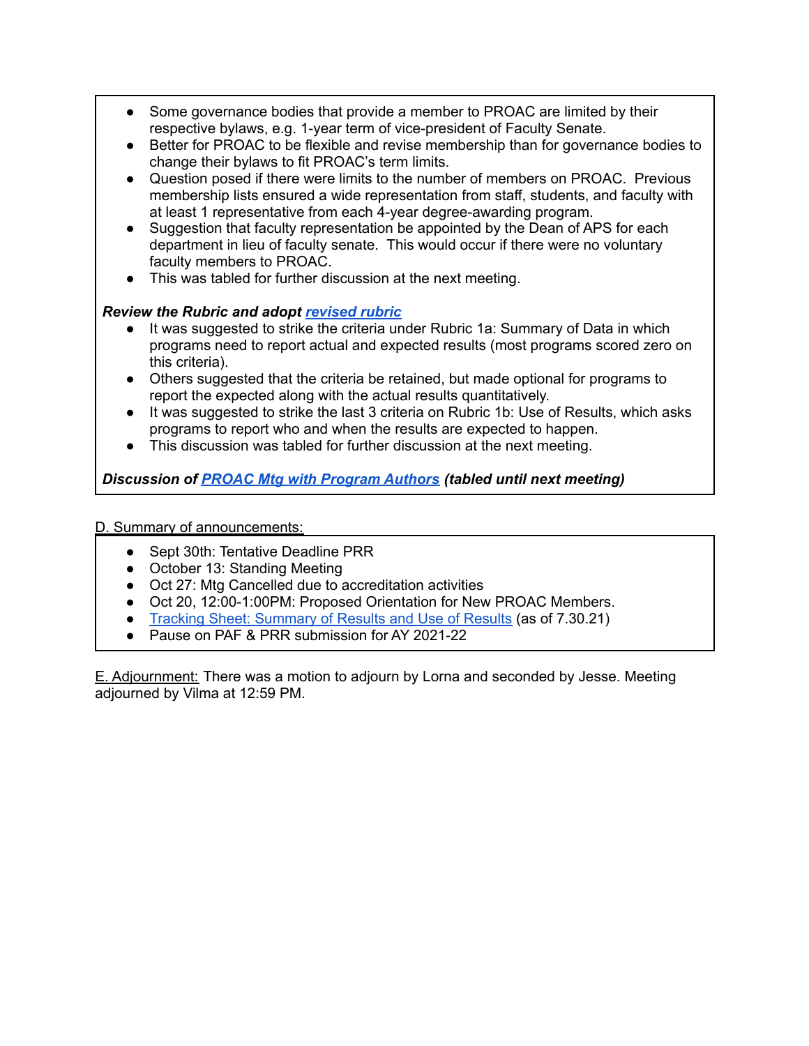- Some governance bodies that provide a member to PROAC are limited by their respective bylaws, e.g. 1-year term of vice-president of Faculty Senate.
- Better for PROAC to be flexible and revise membership than for governance bodies to change their bylaws to fit PROAC's term limits.
- Question posed if there were limits to the number of members on PROAC. Previous membership lists ensured a wide representation from staff, students, and faculty with at least 1 representative from each 4-year degree-awarding program.
- Suggestion that faculty representation be appointed by the Dean of APS for each department in lieu of faculty senate. This would occur if there were no voluntary faculty members to PROAC.
- This was tabled for further discussion at the next meeting.

***Review the Rubric and adopt revised rubric***

- It was suggested to strike the criteria under Rubric 1a: Summary of Data in which programs need to report actual and expected results (most programs scored zero on this criteria).
- Others suggested that the criteria be retained, but made optional for programs to report the expected along with the actual results quantitatively.
- It was suggested to strike the last 3 criteria on Rubric 1b: Use of Results, which asks programs to report who and when the results are expected to happen.
- This discussion was tabled for further discussion at the next meeting.

***Discussion of PROAC Mtg with Program Authors (tabled until next meeting)***

D. Summary of announcements:

- Sept 30th: Tentative Deadline PRR
- October 13: Standing Meeting
- Oct 27: Mtg Cancelled due to accreditation activities
- Oct 20, 12:00-1:00PM: Proposed Orientation for New PROAC Members.
- Tracking Sheet: Summary of Results and Use of Results (as of 7.30.21)
- Pause on PAF & PRR submission for AY 2021-22

E. Adjournment: There was a motion to adjourn by Lorna and seconded by Jesse. Meeting adjourned by Vilma at 12:59 PM.